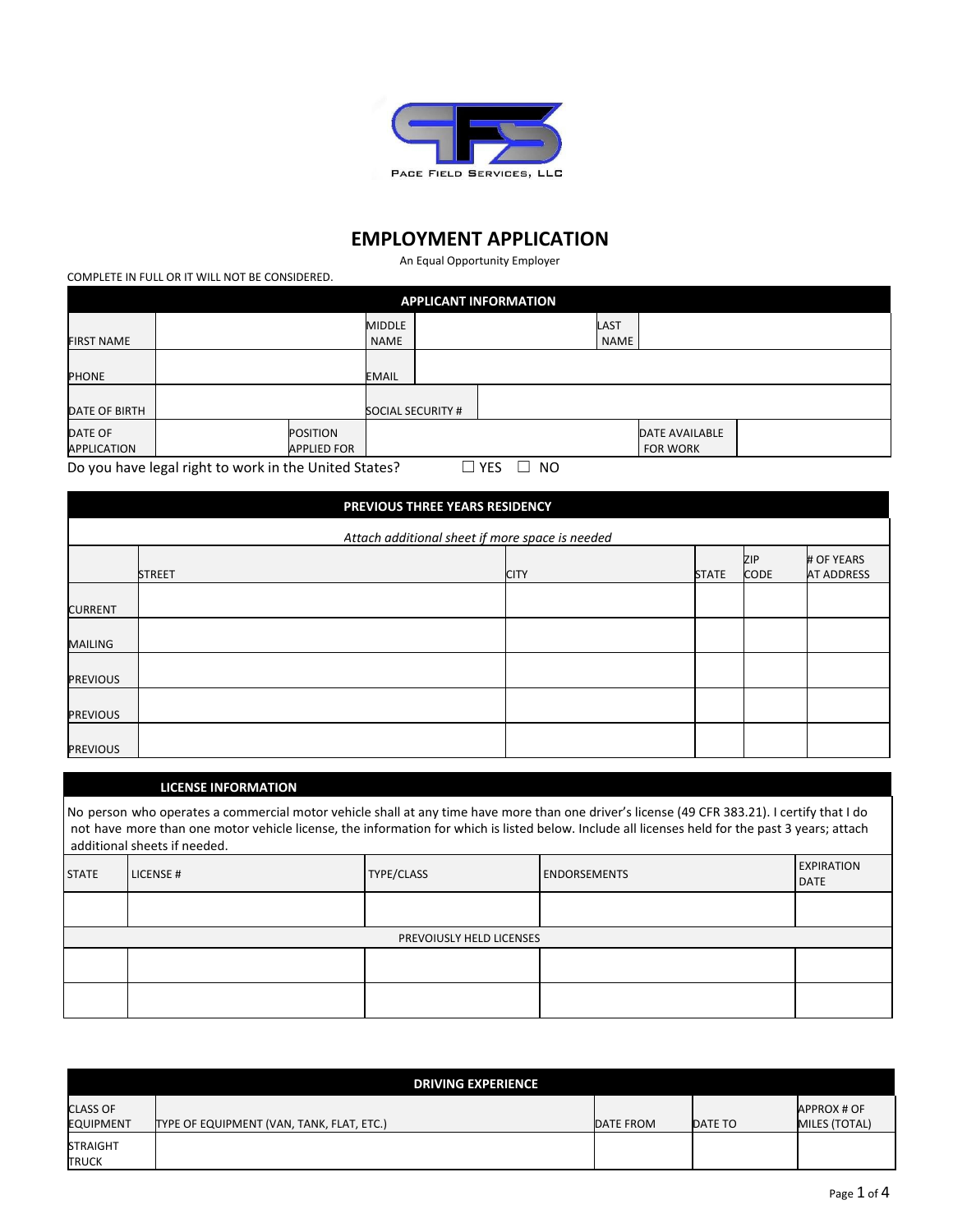PACE FIELD SERVICES, LLC

# EMPLOYMENT APPLICATION

An Equal Opportunity Employer

COMPLETE IN FULL OR IT WILL NOT BE CONSIDERED.

## APPLICANT INFORMATION

| | | | | | |
|---|---|---|---|---|---|
| FIRST NAME | | MIDDLE NAME | | LAST NAME | |
| PHONE | | EMAIL | | | |
| DATE OF BIRTH | | SOCIAL SECURITY # | | | |
| DATE OF APPLICATION | | POSITION APPLIED FOR | | DATE AVAILABLE FOR WORK | |

Do you have legal right to work in the United States? ☐ YES ☐ NO

## PREVIOUS THREE YEARS RESIDENCY

*Attach additional sheet if more space is needed*

| | STREET | CITY | STATE | ZIP CODE | # OF YEARS AT ADDRESS |
|---|---|---|---|---|---|
| CURRENT | | | | | |
| MAILING | | | | | |
| PREVIOUS | | | | | |
| PREVIOUS | | | | | |
| PREVIOUS | | | | | |

## LICENSE INFORMATION

No person who operates a commercial motor vehicle shall at any time have more than one driver's license (49 CFR 383.21). I certify that I do not have more than one motor vehicle license, the information for which is listed below. Include all licenses held for the past 3 years; attach additional sheets if needed.

| STATE | LICENSE # | TYPE/CLASS | ENDORSEMENTS | EXPIRATION DATE |
|---|---|---|---|---|
| | | | | |
| PREVOIUSLY HELD LICENSES | | | | |
| | | | | |
| | | | | |

## DRIVING EXPERIENCE

| CLASS OF EQUIPMENT | TYPE OF EQUIPMENT (VAN, TANK, FLAT, ETC.) | DATE FROM | DATE TO | APPROX # OF MILES (TOTAL) |
|---|---|---|---|---|
| STRAIGHT TRUCK | | | | |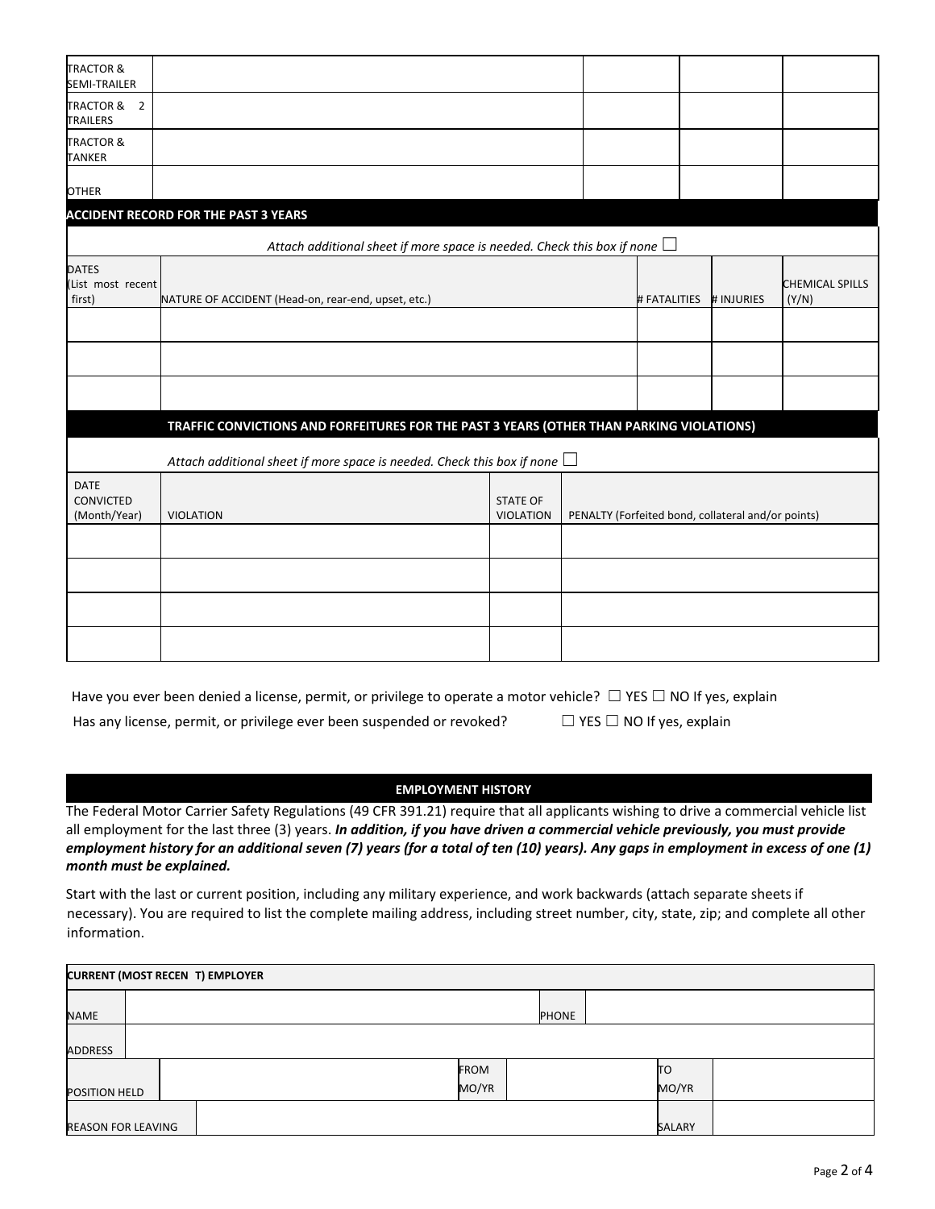| | | | | |
|---|---|---|---|---|
| TRACTOR & SEMI-TRAILER | | | | |
| TRACTOR & 2 TRAILERS | | | | |
| TRACTOR & TANKER | | | | |
| OTHER | | | | |

## ACCIDENT RECORD FOR THE PAST 3 YEARS

*Attach additional sheet if more space is needed. Check this box if none* ☐

| DATES (List most recent first) | NATURE OF ACCIDENT (Head-on, rear-end, upset, etc.) | # FATALITIES | # INJURIES | CHEMICAL SPILLS (Y/N) |
|---|---|---|---|---|
| | | | | |
| | | | | |
| | | | | |

## TRAFFIC CONVICTIONS AND FORFEITURES FOR THE PAST 3 YEARS (OTHER THAN PARKING VIOLATIONS)

*Attach additional sheet if more space is needed. Check this box if none* ☐

| DATE CONVICTED (Month/Year) | VIOLATION | STATE OF VIOLATION | PENALTY (Forfeited bond, collateral and/or points) |
|---|---|---|---|
| | | | |
| | | | |
| | | | |
| | | | |

Have you ever been denied a license, permit, or privilege to operate a motor vehicle? ☐ YES ☐ NO If yes, explain

Has any license, permit, or privilege ever been suspended or revoked? ☐ YES ☐ NO If yes, explain

## EMPLOYMENT HISTORY

The Federal Motor Carrier Safety Regulations (49 CFR 391.21) require that all applicants wishing to drive a commercial vehicle list all employment for the last three (3) years. ***In addition, if you have driven a commercial vehicle previously, you must provide employment history for an additional seven (7) years (for a total of ten (10) years). Any gaps in employment in excess of one (1) month must be explained.***

Start with the last or current position, including any military experience, and work backwards (attach separate sheets if necessary). You are required to list the complete mailing address, including street number, city, state, zip; and complete all other information.

| CURRENT (MOST RECENT) EMPLOYER | | | | | |
|---|---|---|---|---|---|
| NAME | | PHONE | | | |
| ADDRESS | | | | | |
| POSITION HELD | | FROM MO/YR | | TO MO/YR | |
| REASON FOR LEAVING | | | | SALARY | |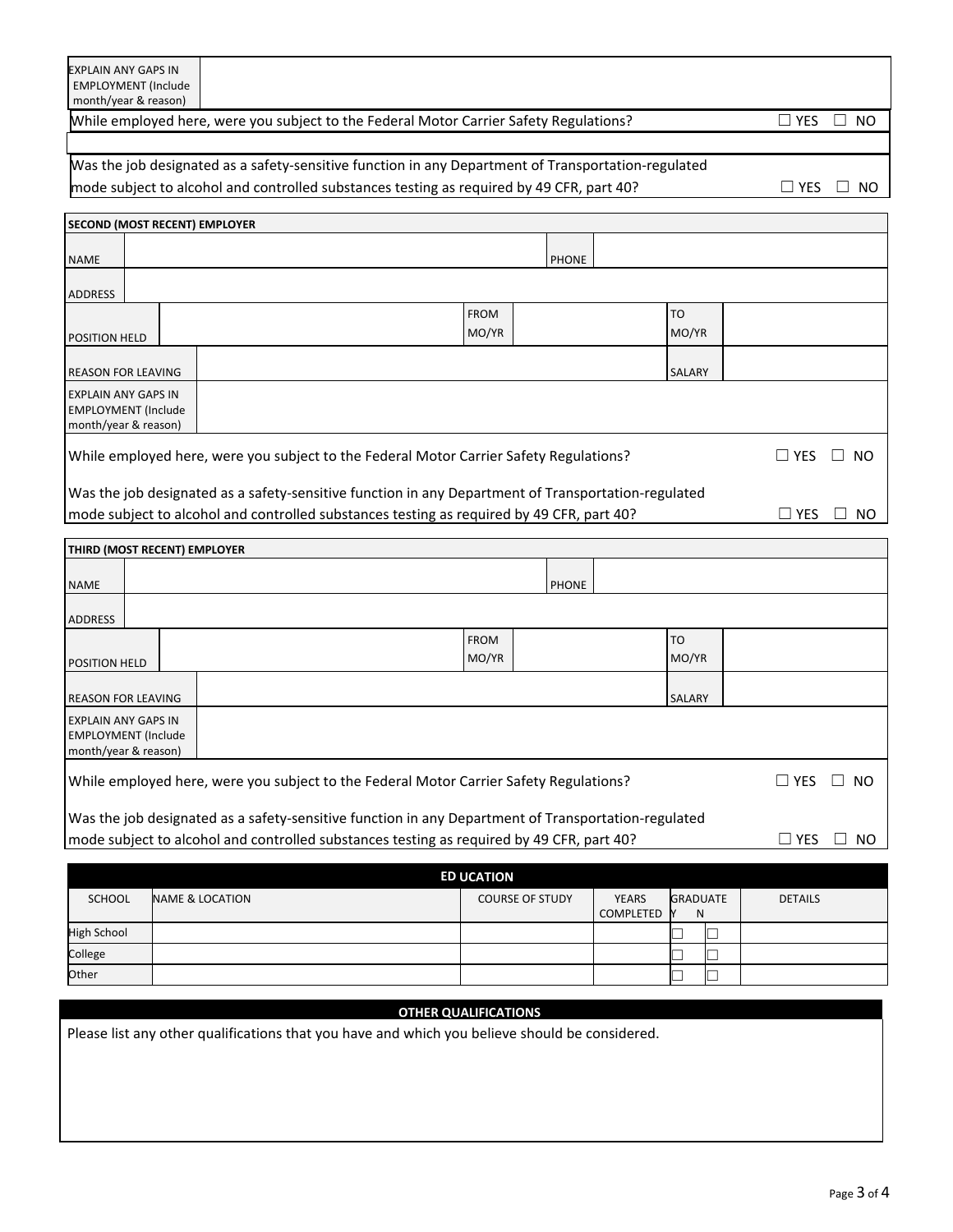| EXPLAIN ANY GAPS IN EMPLOYMENT (Include month/year & reason) | |
|---|---|

While employed here, were you subject to the Federal Motor Carrier Safety Regulations? ☐ YES ☐ NO

Was the job designated as a safety-sensitive function in any Department of Transportation-regulated mode subject to alcohol and controlled substances testing as required by 49 CFR, part 40? ☐ YES ☐ NO

**SECOND (MOST RECENT) EMPLOYER**

| | | | |
|---|---|---|---|
| NAME | | PHONE | |
| ADDRESS | | | |
| POSITION HELD | | FROM MO/YR | | TO MO/YR | |
| REASON FOR LEAVING | | SALARY | |
| EXPLAIN ANY GAPS IN EMPLOYMENT (Include month/year & reason) | | | |

While employed here, were you subject to the Federal Motor Carrier Safety Regulations? ☐ YES ☐ NO

Was the job designated as a safety-sensitive function in any Department of Transportation-regulated mode subject to alcohol and controlled substances testing as required by 49 CFR, part 40? ☐ YES ☐ NO

**THIRD (MOST RECENT) EMPLOYER**

| | | | |
|---|---|---|---|
| NAME | | PHONE | |
| ADDRESS | | | |
| POSITION HELD | | FROM MO/YR | | TO MO/YR | |
| REASON FOR LEAVING | | SALARY | |
| EXPLAIN ANY GAPS IN EMPLOYMENT (Include month/year & reason) | | | |

While employed here, were you subject to the Federal Motor Carrier Safety Regulations? ☐ YES ☐ NO

Was the job designated as a safety-sensitive function in any Department of Transportation-regulated mode subject to alcohol and controlled substances testing as required by 49 CFR, part 40? ☐ YES ☐ NO

## ED UCATION

| SCHOOL | NAME & LOCATION | COURSE OF STUDY | YEARS COMPLETED | GRADUATE Y | N | DETAILS |
|---|---|---|---|---|---|---|
| High School | | | | ☐ | ☐ | |
| College | | | | ☐ | ☐ | |
| Other | | | | ☐ | ☐ | |

## OTHER QUALIFICATIONS

Please list any other qualifications that you have and which you believe should be considered.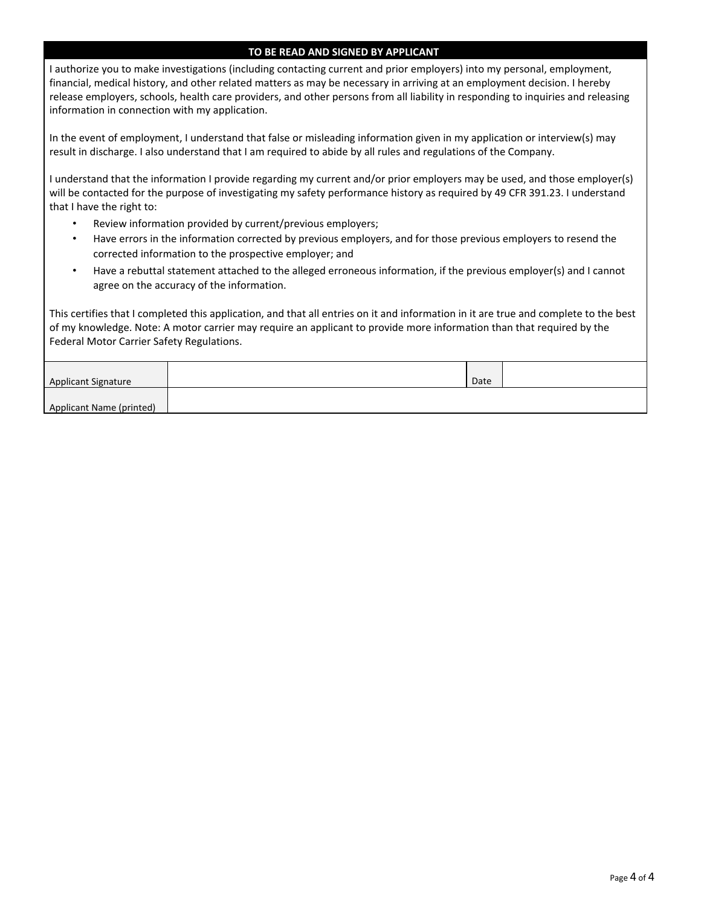## TO BE READ AND SIGNED BY APPLICANT

I authorize you to make investigations (including contacting current and prior employers) into my personal, employment, financial, medical history, and other related matters as may be necessary in arriving at an employment decision. I hereby release employers, schools, health care providers, and other persons from all liability in responding to inquiries and releasing information in connection with my application.

In the event of employment, I understand that false or misleading information given in my application or interview(s) may result in discharge. I also understand that I am required to abide by all rules and regulations of the Company.

I understand that the information I provide regarding my current and/or prior employers may be used, and those employer(s) will be contacted for the purpose of investigating my safety performance history as required by 49 CFR 391.23. I understand that I have the right to:

- Review information provided by current/previous employers;
- Have errors in the information corrected by previous employers, and for those previous employers to resend the corrected information to the prospective employer; and
- Have a rebuttal statement attached to the alleged erroneous information, if the previous employer(s) and I cannot agree on the accuracy of the information.

This certifies that I completed this application, and that all entries on it and information in it are true and complete to the best of my knowledge. Note: A motor carrier may require an applicant to provide more information than that required by the Federal Motor Carrier Safety Regulations.

| | | | |
|---|---|---|---|
| Applicant Signature | | Date | |
| Applicant Name (printed) | | | |